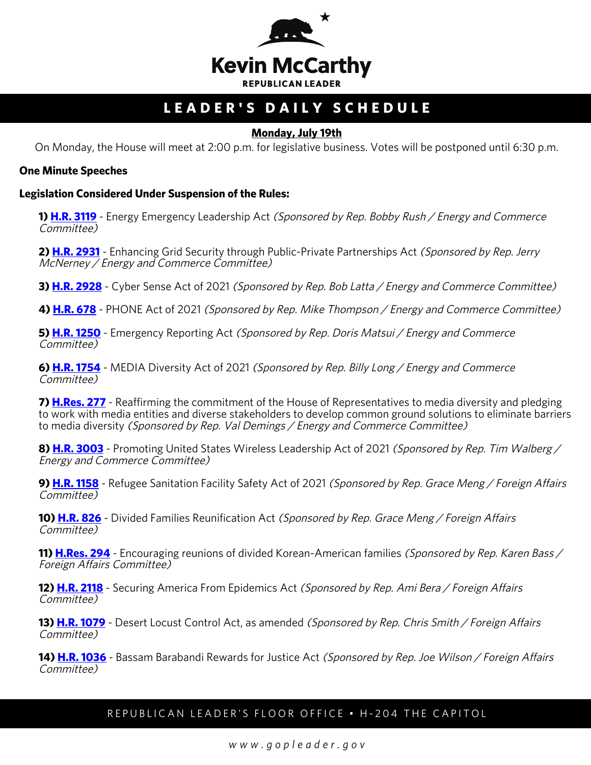# Kevin McCarthy

**REPUBLICAN LEADER**

## LEADER'S DAILY SCHEDULE

**Monday, July 19th**

On Monday, the House will meet at 2:00 p.m. for legislative business. Votes will be postponed until 6:30 p.m.

**One Minute Speeches**

**Legislation Considered Under Suspension of the Rules:**

**1) H.R. 3119** - Energy Emergency Leadership Act *(Sponsored by Rep. Bobby Rush / Energy and Commerce Committee)*

**2) H.R. 2931** - Enhancing Grid Security through Public-Private Partnerships Act *(Sponsored by Rep. Jerry McNerney / Energy and Commerce Committee)*

**3) H.R. 2928** - Cyber Sense Act of 2021 *(Sponsored by Rep. Bob Latta / Energy and Commerce Committee)*

**4) H.R. 678** - PHONE Act of 2021 *(Sponsored by Rep. Mike Thompson / Energy and Commerce Committee)*

**5) H.R. 1250** - Emergency Reporting Act *(Sponsored by Rep. Doris Matsui / Energy and Commerce Committee)*

**6) H.R. 1754** - MEDIA Diversity Act of 2021 *(Sponsored by Rep. Billy Long / Energy and Commerce Committee)*

**7) H.Res. 277** - Reaffirming the commitment of the House of Representatives to media diversity and pledging to work with media entities and diverse stakeholders to develop common ground solutions to eliminate barriers to media diversity *(Sponsored by Rep. Val Demings / Energy and Commerce Committee)*

**8) H.R. 3003** - Promoting United States Wireless Leadership Act of 2021 *(Sponsored by Rep. Tim Walberg / Energy and Commerce Committee)*

**9) H.R. 1158** - Refugee Sanitation Facility Safety Act of 2021 *(Sponsored by Rep. Grace Meng / Foreign Affairs Committee)*

**10) H.R. 826** - Divided Families Reunification Act *(Sponsored by Rep. Grace Meng / Foreign Affairs Committee)*

**11) H.Res. 294** - Encouraging reunions of divided Korean-American families *(Sponsored by Rep. Karen Bass / Foreign Affairs Committee)*

**12) H.R. 2118** - Securing America From Epidemics Act *(Sponsored by Rep. Ami Bera / Foreign Affairs Committee)*

**13) H.R. 1079** - Desert Locust Control Act, as amended *(Sponsored by Rep. Chris Smith / Foreign Affairs Committee)*

**14) H.R. 1036** - Bassam Barabandi Rewards for Justice Act *(Sponsored by Rep. Joe Wilson / Foreign Affairs Committee)*

REPUBLICAN LEADER'S FLOOR OFFICE • H-204 THE CAPITOL

*www.gopleader.gov*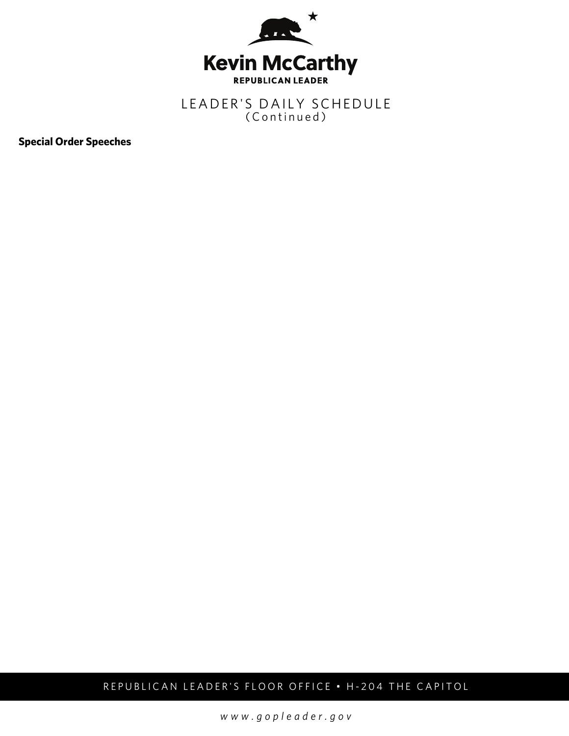# Kevin McCarthy

**REPUBLICAN LEADER**

LEADER'S DAILY SCHEDULE
(Continued)

**Special Order Speeches**

REPUBLICAN LEADER'S FLOOR OFFICE • H-204 THE CAPITOL

*www.gopleader.gov*